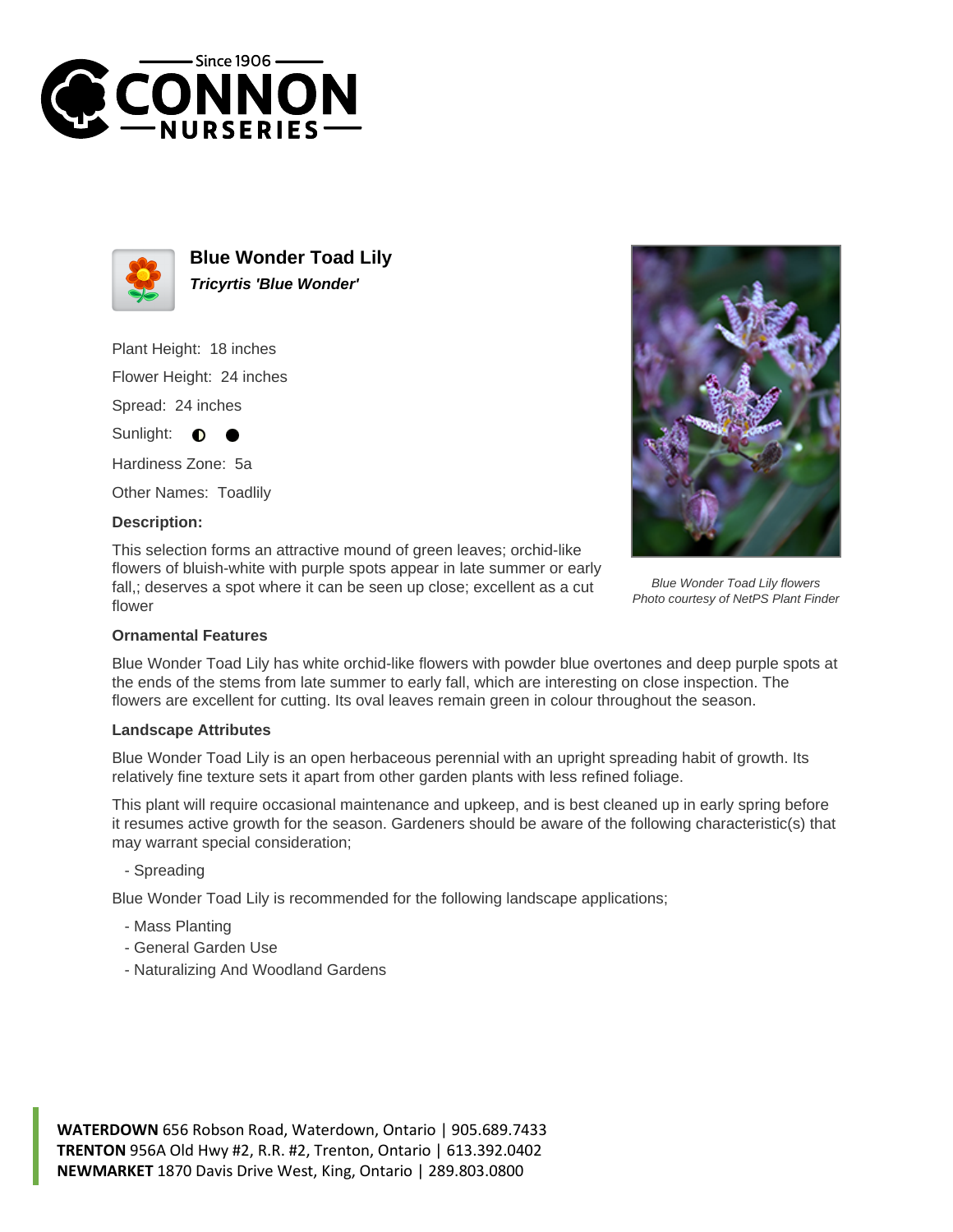# Blue Wonder Toad Lily

***Tricyrtis 'Blue Wonder'***

Plant Height: 18 inches

Flower Height: 24 inches

Spread: 24 inches

Sunlight: ◐ ●

Hardiness Zone: 5a

Other Names: Toadlily

**Description:**

This selection forms an attractive mound of green leaves; orchid-like flowers of bluish-white with purple spots appear in late summer or early fall,; deserves a spot where it can be seen up close; excellent as a cut flower

*Blue Wonder Toad Lily flowers*
*Photo courtesy of NetPS Plant Finder*

### Ornamental Features

Blue Wonder Toad Lily has white orchid-like flowers with powder blue overtones and deep purple spots at the ends of the stems from late summer to early fall, which are interesting on close inspection. The flowers are excellent for cutting. Its oval leaves remain green in colour throughout the season.

### Landscape Attributes

Blue Wonder Toad Lily is an open herbaceous perennial with an upright spreading habit of growth. Its relatively fine texture sets it apart from other garden plants with less refined foliage.

This plant will require occasional maintenance and upkeep, and is best cleaned up in early spring before it resumes active growth for the season. Gardeners should be aware of the following characteristic(s) that may warrant special consideration;

- Spreading

Blue Wonder Toad Lily is recommended for the following landscape applications;

- Mass Planting
- General Garden Use
- Naturalizing And Woodland Gardens

**WATERDOWN** 656 Robson Road, Waterdown, Ontario | 905.689.7433
**TRENTON** 956A Old Hwy #2, R.R. #2, Trenton, Ontario | 613.392.0402
**NEWMARKET** 1870 Davis Drive West, King, Ontario | 289.803.0800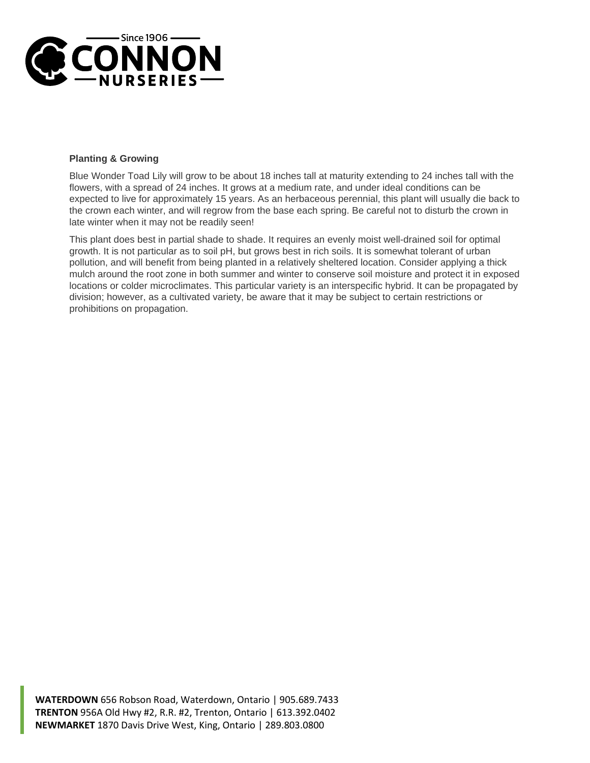## Planting & Growing

Blue Wonder Toad Lily will grow to be about 18 inches tall at maturity extending to 24 inches tall with the flowers, with a spread of 24 inches. It grows at a medium rate, and under ideal conditions can be expected to live for approximately 15 years. As an herbaceous perennial, this plant will usually die back to the crown each winter, and will regrow from the base each spring. Be careful not to disturb the crown in late winter when it may not be readily seen!

This plant does best in partial shade to shade. It requires an evenly moist well-drained soil for optimal growth. It is not particular as to soil pH, but grows best in rich soils. It is somewhat tolerant of urban pollution, and will benefit from being planted in a relatively sheltered location. Consider applying a thick mulch around the root zone in both summer and winter to conserve soil moisture and protect it in exposed locations or colder microclimates. This particular variety is an interspecific hybrid. It can be propagated by division; however, as a cultivated variety, be aware that it may be subject to certain restrictions or prohibitions on propagation.